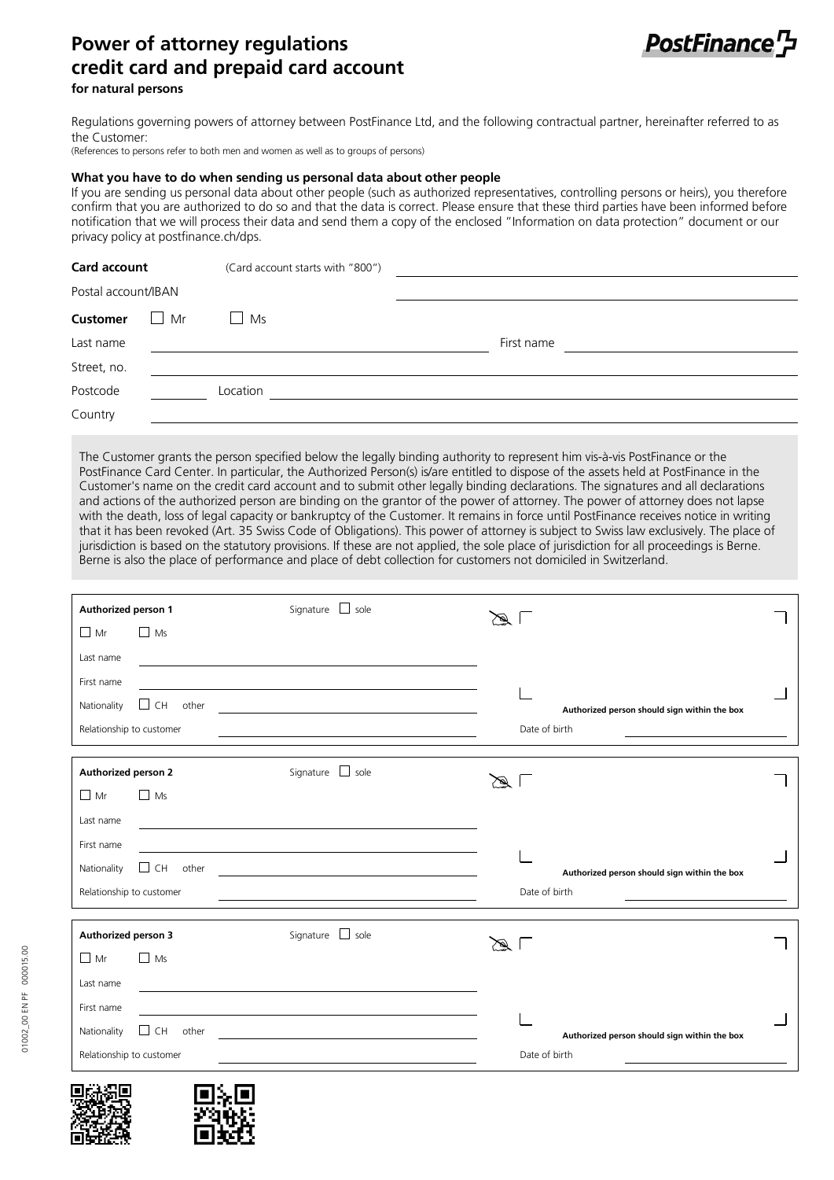# Power of attorney regulations credit card and prepaid card account

**for natural persons**

Regulations governing powers of attorney between PostFinance Ltd, and the following contractual partner, hereinafter referred to as the Customer:
(References to persons refer to both men and women as well as to groups of persons)

**What you have to do when sending us personal data about other people**

If you are sending us personal data about other people (such as authorized representatives, controlling persons or heirs), you therefore confirm that you are authorized to do so and that the data is correct. Please ensure that these third parties have been informed before notification that we will process their data and send them a copy of the enclosed "Information on data protection" document or our privacy policy at postfinance.ch/dps.

**Card account** (Card account starts with "800") ______________________

Postal account/IBAN ______________________

**Customer** ☐ Mr ☐ Ms

Last name ______________________ First name ______________________

Street, no. ______________________

Postcode __________ Location ______________________

Country ______________________

The Customer grants the person specified below the legally binding authority to represent him vis-à-vis PostFinance or the PostFinance Card Center. In particular, the Authorized Person(s) is/are entitled to dispose of the assets held at PostFinance in the Customer's name on the credit card account and to submit other legally binding declarations. The signatures and all declarations and actions of the authorized person are binding on the grantor of the power of attorney. The power of attorney does not lapse with the death, loss of legal capacity or bankruptcy of the Customer. It remains in force until PostFinance receives notice in writing that it has been revoked (Art. 35 Swiss Code of Obligations). This power of attorney is subject to Swiss law exclusively. The place of jurisdiction is based on the statutory provisions. If these are not applied, the sole place of jurisdiction for all proceedings is Berne. Berne is also the place of performance and place of debt collection for customers not domiciled in Switzerland.

**Authorized person 1** Signature ☐ sole

☐ Mr ☐ Ms

Last name ______________________

First name ______________________

Nationality ☐ CH other ______________________

Relationship to customer ______________________

**Authorized person should sign within the box**

Date of birth ______________________

**Authorized person 2** Signature ☐ sole

☐ Mr ☐ Ms

Last name ______________________

First name ______________________

Nationality ☐ CH other ______________________

Relationship to customer ______________________

**Authorized person should sign within the box**

Date of birth ______________________

**Authorized person 3** Signature ☐ sole

☐ Mr ☐ Ms

Last name ______________________

First name ______________________

Nationality ☐ CH other ______________________

Relationship to customer ______________________

**Authorized person should sign within the box**

Date of birth ______________________

01002_00 EN PF 000015.00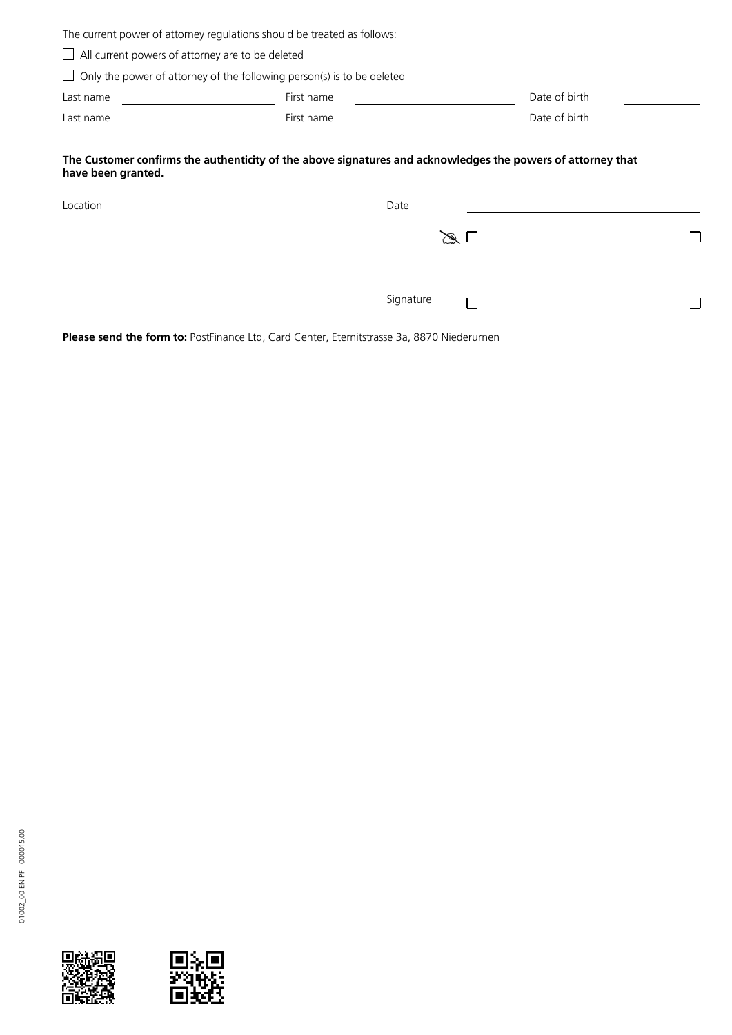The current power of attorney regulations should be treated as follows:

☐ All current powers of attorney are to be deleted

☐ Only the power of attorney of the following person(s) is to be deleted

| | | | | | |
|---|---|---|---|---|---|
| Last name | | First name | | Date of birth | |
| Last name | | First name | | Date of birth | |

**The Customer confirms the authenticity of the above signatures and acknowledges the powers of attorney that have been granted.**

Location \_\_\_\_\_\_\_\_\_\_\_\_\_\_\_\_\_\_\_\_ Date \_\_\_\_\_\_\_\_\_\_\_\_\_\_\_\_\_\_\_\_

Signature

**Please send the form to:** PostFinance Ltd, Card Center, Eternitstrasse 3a, 8870 Niederurnen

01002_00 EN PF 000015.00